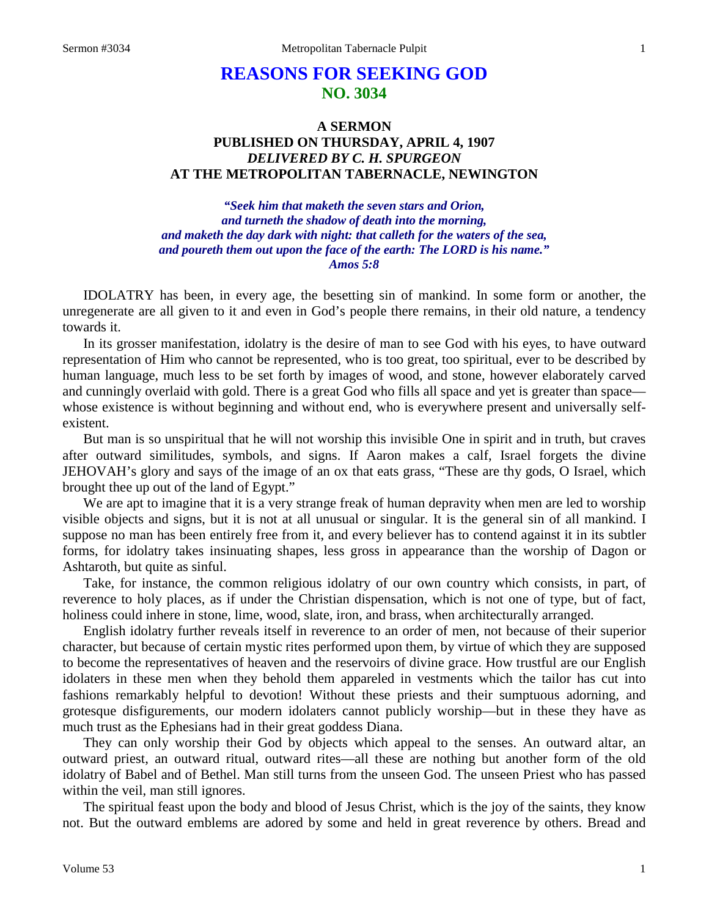# REASONS FOR SEEKING GOD
## NO. 3034

### A SERMON
### PUBLISHED ON THURSDAY, APRIL 4, 1907
### *DELIVERED BY C. H. SPURGEON*
### AT THE METROPOLITAN TABERNACLE, NEWINGTON

***"Seek him that maketh the seven stars and Orion, and turneth the shadow of death into the morning, and maketh the day dark with night: that calleth for the waters of the sea, and poureth them out upon the face of the earth: The LORD is his name." Amos 5:8***

IDOLATRY has been, in every age, the besetting sin of mankind. In some form or another, the unregenerate are all given to it and even in God's people there remains, in their old nature, a tendency towards it.

In its grosser manifestation, idolatry is the desire of man to see God with his eyes, to have outward representation of Him who cannot be represented, who is too great, too spiritual, ever to be described by human language, much less to be set forth by images of wood, and stone, however elaborately carved and cunningly overlaid with gold. There is a great God who fills all space and yet is greater than space—whose existence is without beginning and without end, who is everywhere present and universally self-existent.

But man is so unspiritual that he will not worship this invisible One in spirit and in truth, but craves after outward similitudes, symbols, and signs. If Aaron makes a calf, Israel forgets the divine JEHOVAH's glory and says of the image of an ox that eats grass, "These are thy gods, O Israel, which brought thee up out of the land of Egypt."

We are apt to imagine that it is a very strange freak of human depravity when men are led to worship visible objects and signs, but it is not at all unusual or singular. It is the general sin of all mankind. I suppose no man has been entirely free from it, and every believer has to contend against it in its subtler forms, for idolatry takes insinuating shapes, less gross in appearance than the worship of Dagon or Ashtaroth, but quite as sinful.

Take, for instance, the common religious idolatry of our own country which consists, in part, of reverence to holy places, as if under the Christian dispensation, which is not one of type, but of fact, holiness could inhere in stone, lime, wood, slate, iron, and brass, when architecturally arranged.

English idolatry further reveals itself in reverence to an order of men, not because of their superior character, but because of certain mystic rites performed upon them, by virtue of which they are supposed to become the representatives of heaven and the reservoirs of divine grace. How trustful are our English idolaters in these men when they behold them appareled in vestments which the tailor has cut into fashions remarkably helpful to devotion! Without these priests and their sumptuous adorning, and grotesque disfigurements, our modern idolaters cannot publicly worship—but in these they have as much trust as the Ephesians had in their great goddess Diana.

They can only worship their God by objects which appeal to the senses. An outward altar, an outward priest, an outward ritual, outward rites—all these are nothing but another form of the old idolatry of Babel and of Bethel. Man still turns from the unseen God. The unseen Priest who has passed within the veil, man still ignores.

The spiritual feast upon the body and blood of Jesus Christ, which is the joy of the saints, they know not. But the outward emblems are adored by some and held in great reverence by others. Bread and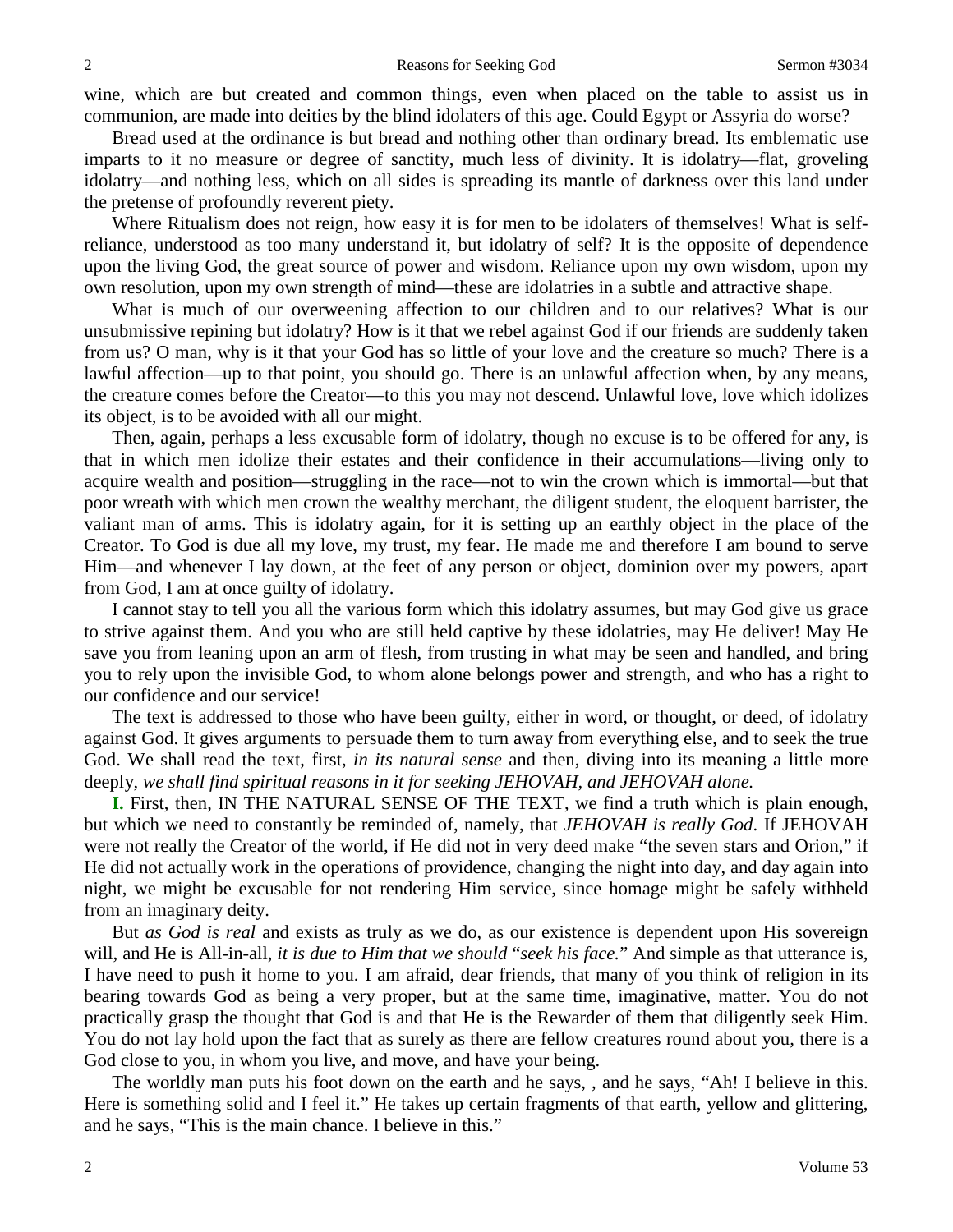wine, which are but created and common things, even when placed on the table to assist us in communion, are made into deities by the blind idolaters of this age. Could Egypt or Assyria do worse?

Bread used at the ordinance is but bread and nothing other than ordinary bread. Its emblematic use imparts to it no measure or degree of sanctity, much less of divinity. It is idolatry—flat, groveling idolatry—and nothing less, which on all sides is spreading its mantle of darkness over this land under the pretense of profoundly reverent piety.

Where Ritualism does not reign, how easy it is for men to be idolaters of themselves! What is self-reliance, understood as too many understand it, but idolatry of self? It is the opposite of dependence upon the living God, the great source of power and wisdom. Reliance upon my own wisdom, upon my own resolution, upon my own strength of mind—these are idolatries in a subtle and attractive shape.

What is much of our overweening affection to our children and to our relatives? What is our unsubmissive repining but idolatry? How is it that we rebel against God if our friends are suddenly taken from us? O man, why is it that your God has so little of your love and the creature so much? There is a lawful affection—up to that point, you should go. There is an unlawful affection when, by any means, the creature comes before the Creator—to this you may not descend. Unlawful love, love which idolizes its object, is to be avoided with all our might.

Then, again, perhaps a less excusable form of idolatry, though no excuse is to be offered for any, is that in which men idolize their estates and their confidence in their accumulations—living only to acquire wealth and position—struggling in the race—not to win the crown which is immortal—but that poor wreath with which men crown the wealthy merchant, the diligent student, the eloquent barrister, the valiant man of arms. This is idolatry again, for it is setting up an earthly object in the place of the Creator. To God is due all my love, my trust, my fear. He made me and therefore I am bound to serve Him—and whenever I lay down, at the feet of any person or object, dominion over my powers, apart from God, I am at once guilty of idolatry.

I cannot stay to tell you all the various form which this idolatry assumes, but may God give us grace to strive against them. And you who are still held captive by these idolatries, may He deliver! May He save you from leaning upon an arm of flesh, from trusting in what may be seen and handled, and bring you to rely upon the invisible God, to whom alone belongs power and strength, and who has a right to our confidence and our service!

The text is addressed to those who have been guilty, either in word, or thought, or deed, of idolatry against God. It gives arguments to persuade them to turn away from everything else, and to seek the true God. We shall read the text, first, *in its natural sense* and then, diving into its meaning a little more deeply, *we shall find spiritual reasons in it for seeking JEHOVAH, and JEHOVAH alone.*

**I.** First, then, IN THE NATURAL SENSE OF THE TEXT, we find a truth which is plain enough, but which we need to constantly be reminded of, namely, that *JEHOVAH is really God*. If JEHOVAH were not really the Creator of the world, if He did not in very deed make "the seven stars and Orion," if He did not actually work in the operations of providence, changing the night into day, and day again into night, we might be excusable for not rendering Him service, since homage might be safely withheld from an imaginary deity.

But *as God is real* and exists as truly as we do, as our existence is dependent upon His sovereign will, and He is All-in-all, *it is due to Him that we should "seek his face.*" And simple as that utterance is, I have need to push it home to you. I am afraid, dear friends, that many of you think of religion in its bearing towards God as being a very proper, but at the same time, imaginative, matter. You do not practically grasp the thought that God is and that He is the Rewarder of them that diligently seek Him. You do not lay hold upon the fact that as surely as there are fellow creatures round about you, there is a God close to you, in whom you live, and move, and have your being.

The worldly man puts his foot down on the earth and he says, , and he says, "Ah! I believe in this. Here is something solid and I feel it." He takes up certain fragments of that earth, yellow and glittering, and he says, "This is the main chance. I believe in this."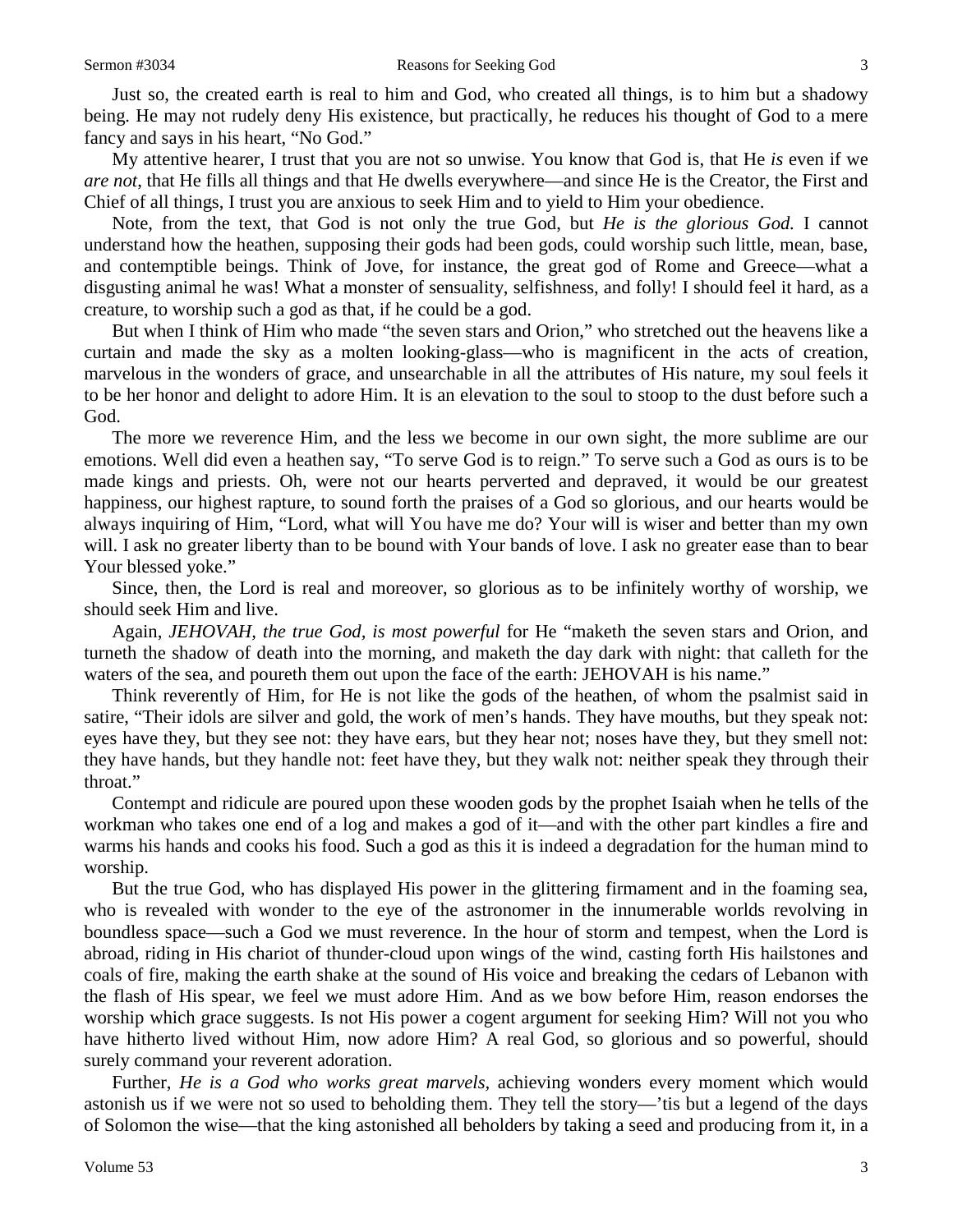Just so, the created earth is real to him and God, who created all things, is to him but a shadowy being. He may not rudely deny His existence, but practically, he reduces his thought of God to a mere fancy and says in his heart, "No God."

My attentive hearer, I trust that you are not so unwise. You know that God is, that He *is* even if we *are not*, that He fills all things and that He dwells everywhere—and since He is the Creator, the First and Chief of all things, I trust you are anxious to seek Him and to yield to Him your obedience.

Note, from the text, that God is not only the true God, but *He is the glorious God.* I cannot understand how the heathen, supposing their gods had been gods, could worship such little, mean, base, and contemptible beings. Think of Jove, for instance, the great god of Rome and Greece—what a disgusting animal he was! What a monster of sensuality, selfishness, and folly! I should feel it hard, as a creature, to worship such a god as that, if he could be a god.

But when I think of Him who made "the seven stars and Orion," who stretched out the heavens like a curtain and made the sky as a molten looking-glass—who is magnificent in the acts of creation, marvelous in the wonders of grace, and unsearchable in all the attributes of His nature, my soul feels it to be her honor and delight to adore Him. It is an elevation to the soul to stoop to the dust before such a God.

The more we reverence Him, and the less we become in our own sight, the more sublime are our emotions. Well did even a heathen say, "To serve God is to reign." To serve such a God as ours is to be made kings and priests. Oh, were not our hearts perverted and depraved, it would be our greatest happiness, our highest rapture, to sound forth the praises of a God so glorious, and our hearts would be always inquiring of Him, "Lord, what will You have me do? Your will is wiser and better than my own will. I ask no greater liberty than to be bound with Your bands of love. I ask no greater ease than to bear Your blessed yoke."

Since, then, the Lord is real and moreover, so glorious as to be infinitely worthy of worship, we should seek Him and live.

Again, *JEHOVAH, the true God, is most powerful* for He "maketh the seven stars and Orion, and turneth the shadow of death into the morning, and maketh the day dark with night: that calleth for the waters of the sea, and poureth them out upon the face of the earth: JEHOVAH is his name."

Think reverently of Him, for He is not like the gods of the heathen, of whom the psalmist said in satire, "Their idols are silver and gold, the work of men's hands. They have mouths, but they speak not: eyes have they, but they see not: they have ears, but they hear not; noses have they, but they smell not: they have hands, but they handle not: feet have they, but they walk not: neither speak they through their throat."

Contempt and ridicule are poured upon these wooden gods by the prophet Isaiah when he tells of the workman who takes one end of a log and makes a god of it—and with the other part kindles a fire and warms his hands and cooks his food. Such a god as this it is indeed a degradation for the human mind to worship.

But the true God, who has displayed His power in the glittering firmament and in the foaming sea, who is revealed with wonder to the eye of the astronomer in the innumerable worlds revolving in boundless space—such a God we must reverence. In the hour of storm and tempest, when the Lord is abroad, riding in His chariot of thunder-cloud upon wings of the wind, casting forth His hailstones and coals of fire, making the earth shake at the sound of His voice and breaking the cedars of Lebanon with the flash of His spear, we feel we must adore Him. And as we bow before Him, reason endorses the worship which grace suggests. Is not His power a cogent argument for seeking Him? Will not you who have hitherto lived without Him, now adore Him? A real God, so glorious and so powerful, should surely command your reverent adoration.

Further, *He is a God who works great marvels,* achieving wonders every moment which would astonish us if we were not so used to beholding them. They tell the story—'tis but a legend of the days of Solomon the wise—that the king astonished all beholders by taking a seed and producing from it, in a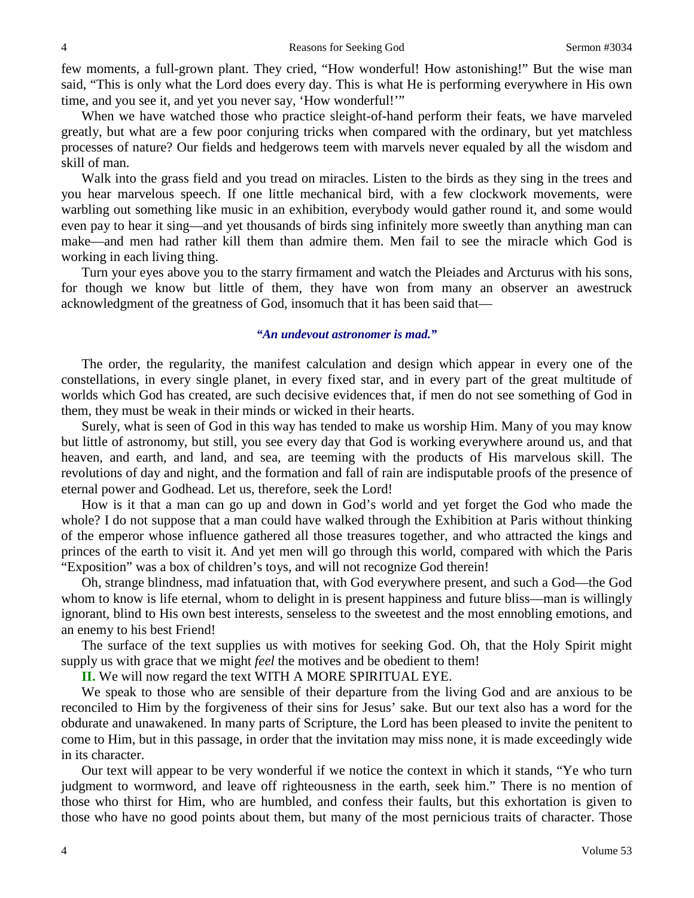few moments, a full-grown plant. They cried, "How wonderful! How astonishing!" But the wise man said, "This is only what the Lord does every day. This is what He is performing everywhere in His own time, and you see it, and yet you never say, 'How wonderful!'"

When we have watched those who practice sleight-of-hand perform their feats, we have marveled greatly, but what are a few poor conjuring tricks when compared with the ordinary, but yet matchless processes of nature? Our fields and hedgerows teem with marvels never equaled by all the wisdom and skill of man.

Walk into the grass field and you tread on miracles. Listen to the birds as they sing in the trees and you hear marvelous speech. If one little mechanical bird, with a few clockwork movements, were warbling out something like music in an exhibition, everybody would gather round it, and some would even pay to hear it sing—and yet thousands of birds sing infinitely more sweetly than anything man can make—and men had rather kill them than admire them. Men fail to see the miracle which God is working in each living thing.

Turn your eyes above you to the starry firmament and watch the Pleiades and Arcturus with his sons, for though we know but little of them, they have won from many an observer an awestruck acknowledgment of the greatness of God, insomuch that it has been said that—

*"An undevout astronomer is mad."*

The order, the regularity, the manifest calculation and design which appear in every one of the constellations, in every single planet, in every fixed star, and in every part of the great multitude of worlds which God has created, are such decisive evidences that, if men do not see something of God in them, they must be weak in their minds or wicked in their hearts.

Surely, what is seen of God in this way has tended to make us worship Him. Many of you may know but little of astronomy, but still, you see every day that God is working everywhere around us, and that heaven, and earth, and land, and sea, are teeming with the products of His marvelous skill. The revolutions of day and night, and the formation and fall of rain are indisputable proofs of the presence of eternal power and Godhead. Let us, therefore, seek the Lord!

How is it that a man can go up and down in God's world and yet forget the God who made the whole? I do not suppose that a man could have walked through the Exhibition at Paris without thinking of the emperor whose influence gathered all those treasures together, and who attracted the kings and princes of the earth to visit it. And yet men will go through this world, compared with which the Paris "Exposition" was a box of children's toys, and will not recognize God therein!

Oh, strange blindness, mad infatuation that, with God everywhere present, and such a God—the God whom to know is life eternal, whom to delight in is present happiness and future bliss—man is willingly ignorant, blind to His own best interests, senseless to the sweetest and the most ennobling emotions, and an enemy to his best Friend!

The surface of the text supplies us with motives for seeking God. Oh, that the Holy Spirit might supply us with grace that we might *feel* the motives and be obedient to them!

**II.** We will now regard the text WITH A MORE SPIRITUAL EYE.

We speak to those who are sensible of their departure from the living God and are anxious to be reconciled to Him by the forgiveness of their sins for Jesus' sake. But our text also has a word for the obdurate and unawakened. In many parts of Scripture, the Lord has been pleased to invite the penitent to come to Him, but in this passage, in order that the invitation may miss none, it is made exceedingly wide in its character.

Our text will appear to be very wonderful if we notice the context in which it stands, "Ye who turn judgment to wormword, and leave off righteousness in the earth, seek him." There is no mention of those who thirst for Him, who are humbled, and confess their faults, but this exhortation is given to those who have no good points about them, but many of the most pernicious traits of character. Those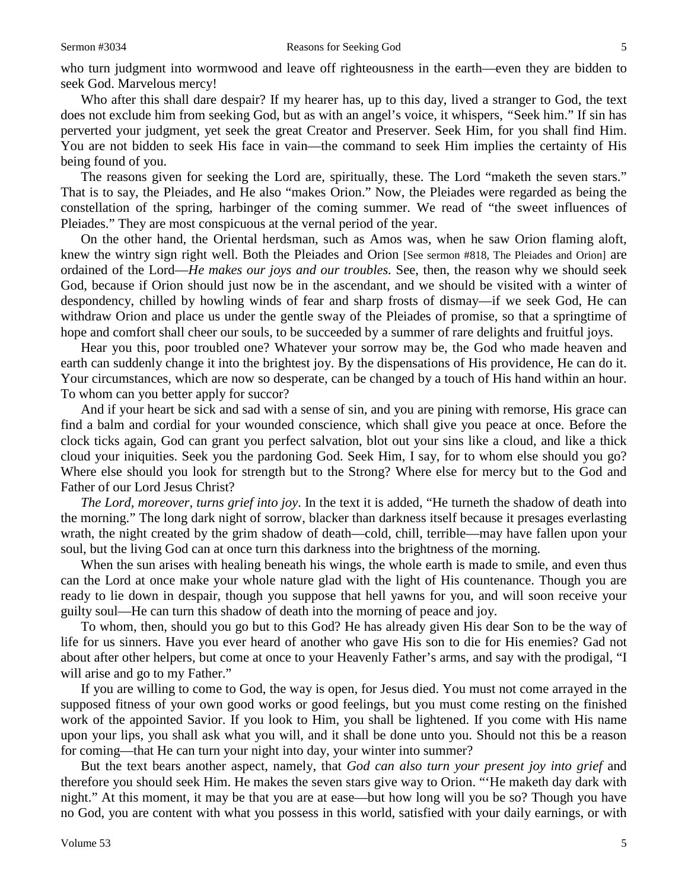who turn judgment into wormwood and leave off righteousness in the earth—even they are bidden to seek God. Marvelous mercy!

Who after this shall dare despair? If my hearer has, up to this day, lived a stranger to God, the text does not exclude him from seeking God, but as with an angel's voice, it whispers, "Seek him." If sin has perverted your judgment, yet seek the great Creator and Preserver. Seek Him, for you shall find Him. You are not bidden to seek His face in vain—the command to seek Him implies the certainty of His being found of you.

The reasons given for seeking the Lord are, spiritually, these. The Lord "maketh the seven stars." That is to say, the Pleiades, and He also "makes Orion." Now, the Pleiades were regarded as being the constellation of the spring, harbinger of the coming summer. We read of "the sweet influences of Pleiades." They are most conspicuous at the vernal period of the year.

On the other hand, the Oriental herdsman, such as Amos was, when he saw Orion flaming aloft, knew the wintry sign right well. Both the Pleiades and Orion [See sermon #818, The Pleiades and Orion] are ordained of the Lord—*He makes our joys and our troubles.* See, then, the reason why we should seek God, because if Orion should just now be in the ascendant, and we should be visited with a winter of despondency, chilled by howling winds of fear and sharp frosts of dismay—if we seek God, He can withdraw Orion and place us under the gentle sway of the Pleiades of promise, so that a springtime of hope and comfort shall cheer our souls, to be succeeded by a summer of rare delights and fruitful joys.

Hear you this, poor troubled one? Whatever your sorrow may be, the God who made heaven and earth can suddenly change it into the brightest joy. By the dispensations of His providence, He can do it. Your circumstances, which are now so desperate, can be changed by a touch of His hand within an hour. To whom can you better apply for succor?

And if your heart be sick and sad with a sense of sin, and you are pining with remorse, His grace can find a balm and cordial for your wounded conscience, which shall give you peace at once. Before the clock ticks again, God can grant you perfect salvation, blot out your sins like a cloud, and like a thick cloud your iniquities. Seek you the pardoning God. Seek Him, I say, for to whom else should you go? Where else should you look for strength but to the Strong? Where else for mercy but to the God and Father of our Lord Jesus Christ?

*The Lord, moreover, turns grief into joy*. In the text it is added, "He turneth the shadow of death into the morning." The long dark night of sorrow, blacker than darkness itself because it presages everlasting wrath, the night created by the grim shadow of death—cold, chill, terrible—may have fallen upon your soul, but the living God can at once turn this darkness into the brightness of the morning.

When the sun arises with healing beneath his wings, the whole earth is made to smile, and even thus can the Lord at once make your whole nature glad with the light of His countenance. Though you are ready to lie down in despair, though you suppose that hell yawns for you, and will soon receive your guilty soul—He can turn this shadow of death into the morning of peace and joy.

To whom, then, should you go but to this God? He has already given His dear Son to be the way of life for us sinners. Have you ever heard of another who gave His son to die for His enemies? Gad not about after other helpers, but come at once to your Heavenly Father's arms, and say with the prodigal, "I will arise and go to my Father."

If you are willing to come to God, the way is open, for Jesus died. You must not come arrayed in the supposed fitness of your own good works or good feelings, but you must come resting on the finished work of the appointed Savior. If you look to Him, you shall be lightened. If you come with His name upon your lips, you shall ask what you will, and it shall be done unto you. Should not this be a reason for coming—that He can turn your night into day, your winter into summer?

But the text bears another aspect, namely, that *God can also turn your present joy into grief* and therefore you should seek Him. He makes the seven stars give way to Orion. "'He maketh day dark with night." At this moment, it may be that you are at ease—but how long will you be so? Though you have no God, you are content with what you possess in this world, satisfied with your daily earnings, or with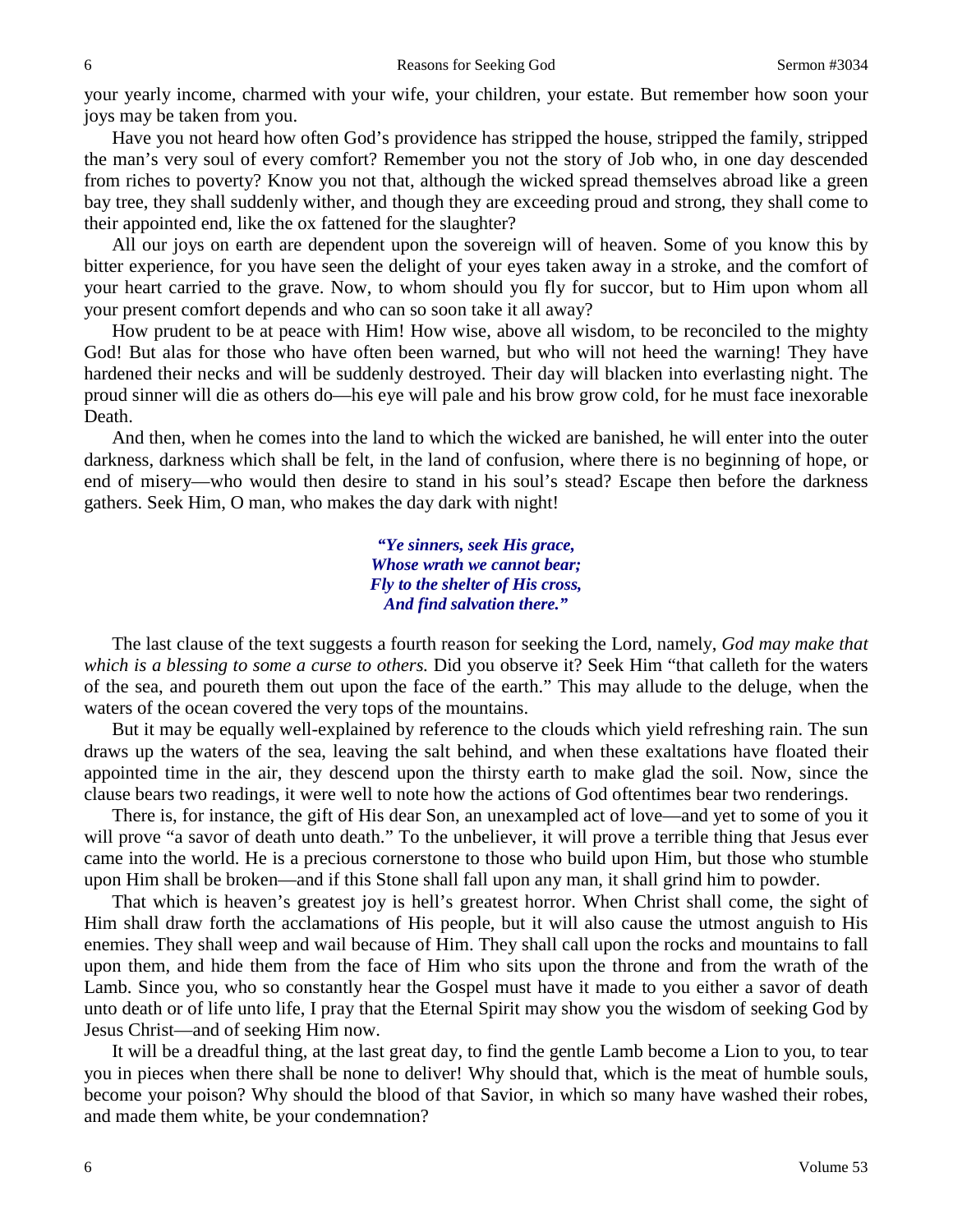your yearly income, charmed with your wife, your children, your estate. But remember how soon your joys may be taken from you.

Have you not heard how often God's providence has stripped the house, stripped the family, stripped the man's very soul of every comfort? Remember you not the story of Job who, in one day descended from riches to poverty? Know you not that, although the wicked spread themselves abroad like a green bay tree, they shall suddenly wither, and though they are exceeding proud and strong, they shall come to their appointed end, like the ox fattened for the slaughter?

All our joys on earth are dependent upon the sovereign will of heaven. Some of you know this by bitter experience, for you have seen the delight of your eyes taken away in a stroke, and the comfort of your heart carried to the grave. Now, to whom should you fly for succor, but to Him upon whom all your present comfort depends and who can so soon take it all away?

How prudent to be at peace with Him! How wise, above all wisdom, to be reconciled to the mighty God! But alas for those who have often been warned, but who will not heed the warning! They have hardened their necks and will be suddenly destroyed. Their day will blacken into everlasting night. The proud sinner will die as others do—his eye will pale and his brow grow cold, for he must face inexorable Death.

And then, when he comes into the land to which the wicked are banished, he will enter into the outer darkness, darkness which shall be felt, in the land of confusion, where there is no beginning of hope, or end of misery—who would then desire to stand in his soul's stead? Escape then before the darkness gathers. Seek Him, O man, who makes the day dark with night!

> ***"Ye sinners, seek His grace,***
> ***Whose wrath we cannot bear;***
> ***Fly to the shelter of His cross,***
> ***And find salvation there."***

The last clause of the text suggests a fourth reason for seeking the Lord, namely, *God may make that which is a blessing to some a curse to others.* Did you observe it? Seek Him "that calleth for the waters of the sea, and poureth them out upon the face of the earth." This may allude to the deluge, when the waters of the ocean covered the very tops of the mountains.

But it may be equally well-explained by reference to the clouds which yield refreshing rain. The sun draws up the waters of the sea, leaving the salt behind, and when these exaltations have floated their appointed time in the air, they descend upon the thirsty earth to make glad the soil. Now, since the clause bears two readings, it were well to note how the actions of God oftentimes bear two renderings.

There is, for instance, the gift of His dear Son, an unexampled act of love—and yet to some of you it will prove "a savor of death unto death." To the unbeliever, it will prove a terrible thing that Jesus ever came into the world. He is a precious cornerstone to those who build upon Him, but those who stumble upon Him shall be broken—and if this Stone shall fall upon any man, it shall grind him to powder.

That which is heaven's greatest joy is hell's greatest horror. When Christ shall come, the sight of Him shall draw forth the acclamations of His people, but it will also cause the utmost anguish to His enemies. They shall weep and wail because of Him. They shall call upon the rocks and mountains to fall upon them, and hide them from the face of Him who sits upon the throne and from the wrath of the Lamb. Since you, who so constantly hear the Gospel must have it made to you either a savor of death unto death or of life unto life, I pray that the Eternal Spirit may show you the wisdom of seeking God by Jesus Christ—and of seeking Him now.

It will be a dreadful thing, at the last great day, to find the gentle Lamb become a Lion to you, to tear you in pieces when there shall be none to deliver! Why should that, which is the meat of humble souls, become your poison? Why should the blood of that Savior, in which so many have washed their robes, and made them white, be your condemnation?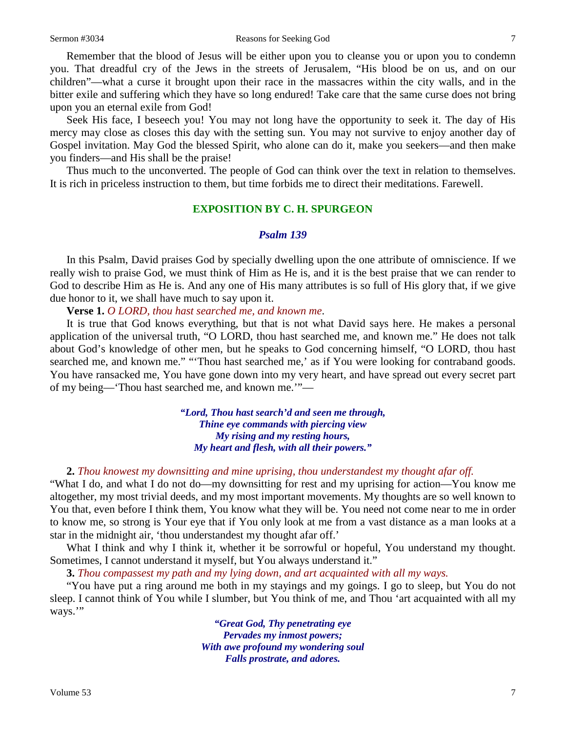Remember that the blood of Jesus will be either upon you to cleanse you or upon you to condemn you. That dreadful cry of the Jews in the streets of Jerusalem, "His blood be on us, and on our children"—what a curse it brought upon their race in the massacres within the city walls, and in the bitter exile and suffering which they have so long endured! Take care that the same curse does not bring upon you an eternal exile from God!

Seek His face, I beseech you! You may not long have the opportunity to seek it. The day of His mercy may close as closes this day with the setting sun. You may not survive to enjoy another day of Gospel invitation. May God the blessed Spirit, who alone can do it, make you seekers—and then make you finders—and His shall be the praise!

Thus much to the unconverted. The people of God can think over the text in relation to themselves. It is rich in priceless instruction to them, but time forbids me to direct their meditations. Farewell.

## EXPOSITION BY C. H. SPURGEON

### *Psalm 139*

In this Psalm, David praises God by specially dwelling upon the one attribute of omniscience. If we really wish to praise God, we must think of Him as He is, and it is the best praise that we can render to God to describe Him as He is. And any one of His many attributes is so full of His glory that, if we give due honor to it, we shall have much to say upon it.

**Verse 1.** *O LORD, thou hast searched me, and known me.*

It is true that God knows everything, but that is not what David says here. He makes a personal application of the universal truth, "O LORD, thou hast searched me, and known me." He does not talk about God's knowledge of other men, but he speaks to God concerning himself, "O LORD, thou hast searched me, and known me." "'Thou hast searched me,' as if You were looking for contraband goods. You have ransacked me, You have gone down into my very heart, and have spread out every secret part of my being—'Thou hast searched me, and known me.'"—

> ***"Lord, Thou hast search'd and seen me through,***
> ***Thine eye commands with piercing view***
> ***My rising and my resting hours,***
> ***My heart and flesh, with all their powers."***

**2.** *Thou knowest my downsitting and mine uprising, thou understandest my thought afar off.*
"What I do, and what I do not do—my downsitting for rest and my uprising for action—You know me altogether, my most trivial deeds, and my most important movements. My thoughts are so well known to You that, even before I think them, You know what they will be. You need not come near to me in order to know me, so strong is Your eye that if You only look at me from a vast distance as a man looks at a star in the midnight air, 'thou understandest my thought afar off.'

What I think and why I think it, whether it be sorrowful or hopeful, You understand my thought. Sometimes, I cannot understand it myself, but You always understand it."

**3.** *Thou compassest my path and my lying down, and art acquainted with all my ways.*

"You have put a ring around me both in my stayings and my goings. I go to sleep, but You do not sleep. I cannot think of You while I slumber, but You think of me, and Thou 'art acquainted with all my ways.'"

> ***"Great God, Thy penetrating eye***
> ***Pervades my inmost powers;***
> ***With awe profound my wondering soul***
> ***Falls prostrate, and adores.***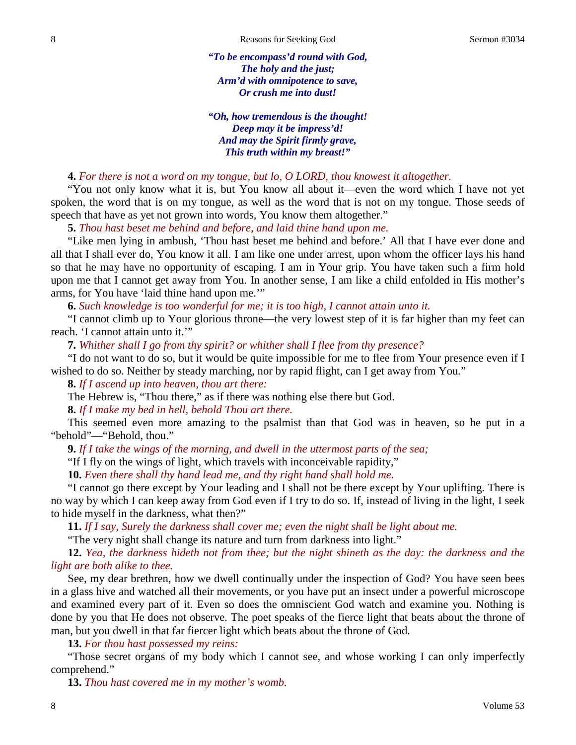*"To be encompass'd round with God,*
*The holy and the just;*
*Arm'd with omnipotence to save,*
*Or crush me into dust!*

*"Oh, how tremendous is the thought!*
*Deep may it be impress'd!*
*And may the Spirit firmly grave,*
*This truth within my breast!"*

**4.** *For there is not a word on my tongue, but lo, O LORD, thou knowest it altogether.*

"You not only know what it is, but You know all about it—even the word which I have not yet spoken, the word that is on my tongue, as well as the word that is not on my tongue. Those seeds of speech that have as yet not grown into words, You know them altogether."

**5.** *Thou hast beset me behind and before, and laid thine hand upon me.*

"Like men lying in ambush, 'Thou hast beset me behind and before.' All that I have ever done and all that I shall ever do, You know it all. I am like one under arrest, upon whom the officer lays his hand so that he may have no opportunity of escaping. I am in Your grip. You have taken such a firm hold upon me that I cannot get away from You. In another sense, I am like a child enfolded in His mother's arms, for You have 'laid thine hand upon me.'"

**6.** *Such knowledge is too wonderful for me; it is too high, I cannot attain unto it.*

"I cannot climb up to Your glorious throne—the very lowest step of it is far higher than my feet can reach. 'I cannot attain unto it.'"

**7.** *Whither shall I go from thy spirit? or whither shall I flee from thy presence?*

"I do not want to do so, but it would be quite impossible for me to flee from Your presence even if I wished to do so. Neither by steady marching, nor by rapid flight, can I get away from You."

**8.** *If I ascend up into heaven, thou art there:*

The Hebrew is, "Thou there," as if there was nothing else there but God.

**8.** *If I make my bed in hell, behold Thou art there.*

This seemed even more amazing to the psalmist than that God was in heaven, so he put in a "behold"—"Behold, thou."

**9.** *If I take the wings of the morning, and dwell in the uttermost parts of the sea;*

"If I fly on the wings of light, which travels with inconceivable rapidity,"

**10.** *Even there shall thy hand lead me, and thy right hand shall hold me.*

"I cannot go there except by Your leading and I shall not be there except by Your uplifting. There is no way by which I can keep away from God even if I try to do so. If, instead of living in the light, I seek to hide myself in the darkness, what then?"

**11.** *If I say, Surely the darkness shall cover me; even the night shall be light about me.*

"The very night shall change its nature and turn from darkness into light."

**12.** *Yea, the darkness hideth not from thee; but the night shineth as the day: the darkness and the light are both alike to thee.*

See, my dear brethren, how we dwell continually under the inspection of God? You have seen bees in a glass hive and watched all their movements, or you have put an insect under a powerful microscope and examined every part of it. Even so does the omniscient God watch and examine you. Nothing is done by you that He does not observe. The poet speaks of the fierce light that beats about the throne of man, but you dwell in that far fiercer light which beats about the throne of God.

**13.** *For thou hast possessed my reins:*

"Those secret organs of my body which I cannot see, and whose working I can only imperfectly comprehend."

**13.** *Thou hast covered me in my mother's womb.*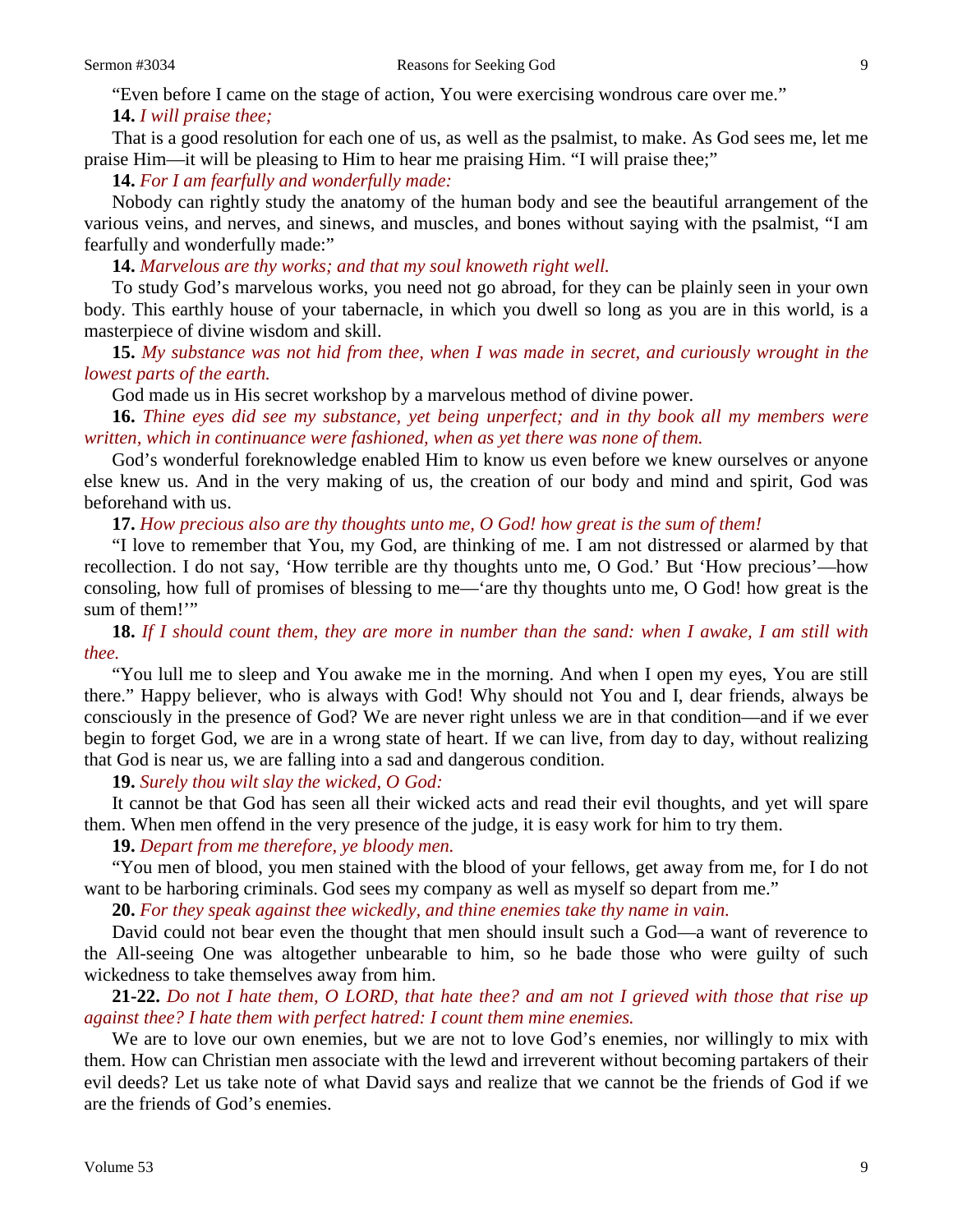"Even before I came on the stage of action, You were exercising wondrous care over me."

**14.** *I will praise thee;*

That is a good resolution for each one of us, as well as the psalmist, to make. As God sees me, let me praise Him—it will be pleasing to Him to hear me praising Him. "I will praise thee;"

**14.** *For I am fearfully and wonderfully made:*

Nobody can rightly study the anatomy of the human body and see the beautiful arrangement of the various veins, and nerves, and sinews, and muscles, and bones without saying with the psalmist, "I am fearfully and wonderfully made:"

**14.** *Marvelous are thy works; and that my soul knoweth right well.*

To study God's marvelous works, you need not go abroad, for they can be plainly seen in your own body. This earthly house of your tabernacle, in which you dwell so long as you are in this world, is a masterpiece of divine wisdom and skill.

**15.** *My substance was not hid from thee, when I was made in secret, and curiously wrought in the lowest parts of the earth.*

God made us in His secret workshop by a marvelous method of divine power.

**16.** *Thine eyes did see my substance, yet being unperfect; and in thy book all my members were written, which in continuance were fashioned, when as yet there was none of them.*

God's wonderful foreknowledge enabled Him to know us even before we knew ourselves or anyone else knew us. And in the very making of us, the creation of our body and mind and spirit, God was beforehand with us.

**17.** *How precious also are thy thoughts unto me, O God! how great is the sum of them!*

"I love to remember that You, my God, are thinking of me. I am not distressed or alarmed by that recollection. I do not say, 'How terrible are thy thoughts unto me, O God.' But 'How precious'—how consoling, how full of promises of blessing to me—'are thy thoughts unto me, O God! how great is the sum of them!'"

**18.** *If I should count them, they are more in number than the sand: when I awake, I am still with thee.*

"You lull me to sleep and You awake me in the morning. And when I open my eyes, You are still there." Happy believer, who is always with God! Why should not You and I, dear friends, always be consciously in the presence of God? We are never right unless we are in that condition—and if we ever begin to forget God, we are in a wrong state of heart. If we can live, from day to day, without realizing that God is near us, we are falling into a sad and dangerous condition.

**19.** *Surely thou wilt slay the wicked, O God:*

It cannot be that God has seen all their wicked acts and read their evil thoughts, and yet will spare them. When men offend in the very presence of the judge, it is easy work for him to try them.

**19.** *Depart from me therefore, ye bloody men.*

"You men of blood, you men stained with the blood of your fellows, get away from me, for I do not want to be harboring criminals. God sees my company as well as myself so depart from me."

**20.** *For they speak against thee wickedly, and thine enemies take thy name in vain.*

David could not bear even the thought that men should insult such a God—a want of reverence to the All-seeing One was altogether unbearable to him, so he bade those who were guilty of such wickedness to take themselves away from him.

**21-22.** *Do not I hate them, O LORD, that hate thee? and am not I grieved with those that rise up against thee? I hate them with perfect hatred: I count them mine enemies.*

We are to love our own enemies, but we are not to love God's enemies, nor willingly to mix with them. How can Christian men associate with the lewd and irreverent without becoming partakers of their evil deeds? Let us take note of what David says and realize that we cannot be the friends of God if we are the friends of God's enemies.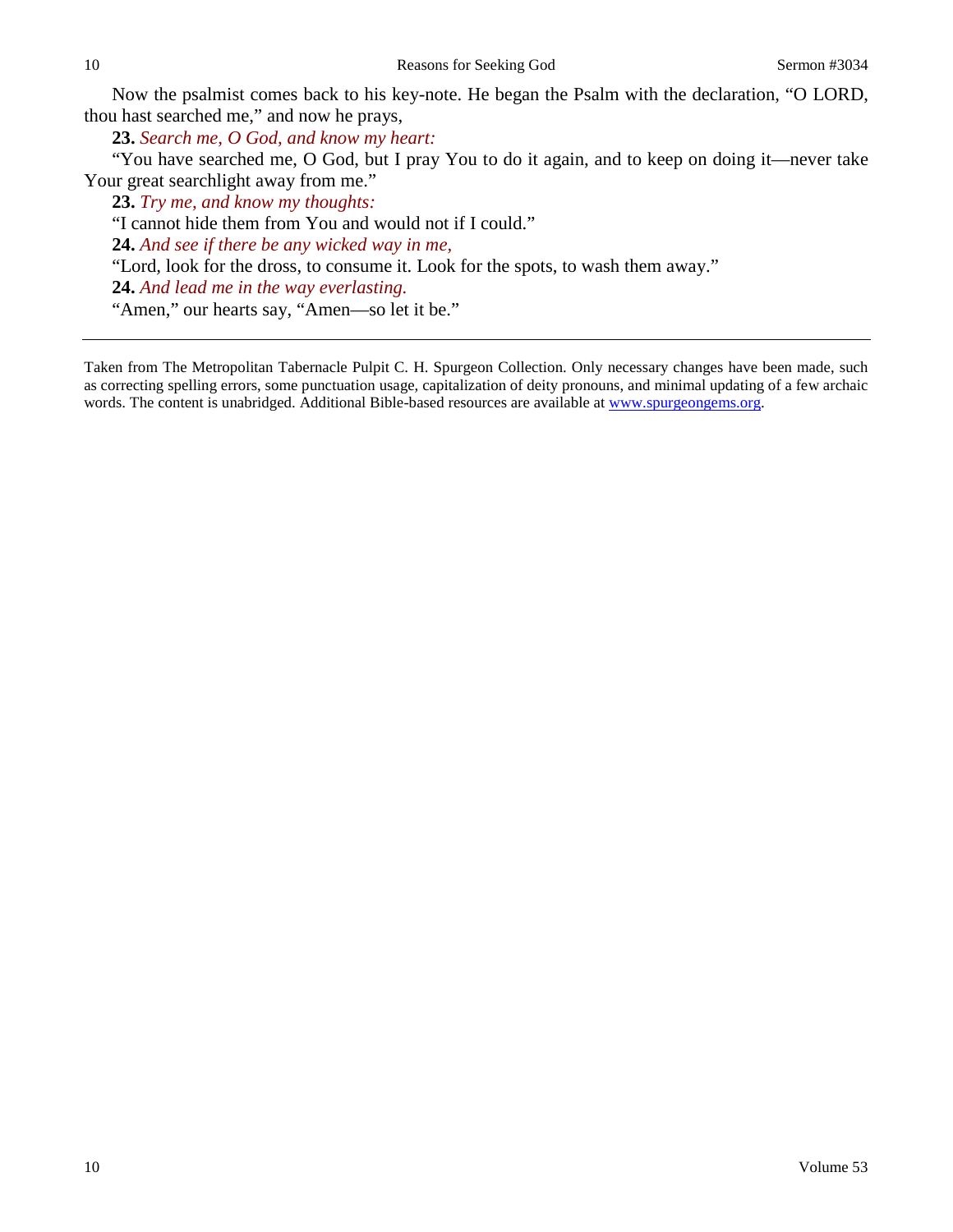Now the psalmist comes back to his key-note. He began the Psalm with the declaration, "O LORD, thou hast searched me," and now he prays,

**23.** *Search me, O God, and know my heart:*

"You have searched me, O God, but I pray You to do it again, and to keep on doing it—never take Your great searchlight away from me."

**23.** *Try me, and know my thoughts:*

"I cannot hide them from You and would not if I could."

**24.** *And see if there be any wicked way in me,*

"Lord, look for the dross, to consume it. Look for the spots, to wash them away."

**24.** *And lead me in the way everlasting.*

"Amen," our hearts say, "Amen—so let it be."

---

Taken from The Metropolitan Tabernacle Pulpit C. H. Spurgeon Collection. Only necessary changes have been made, such as correcting spelling errors, some punctuation usage, capitalization of deity pronouns, and minimal updating of a few archaic words. The content is unabridged. Additional Bible-based resources are available at www.spurgeongems.org.